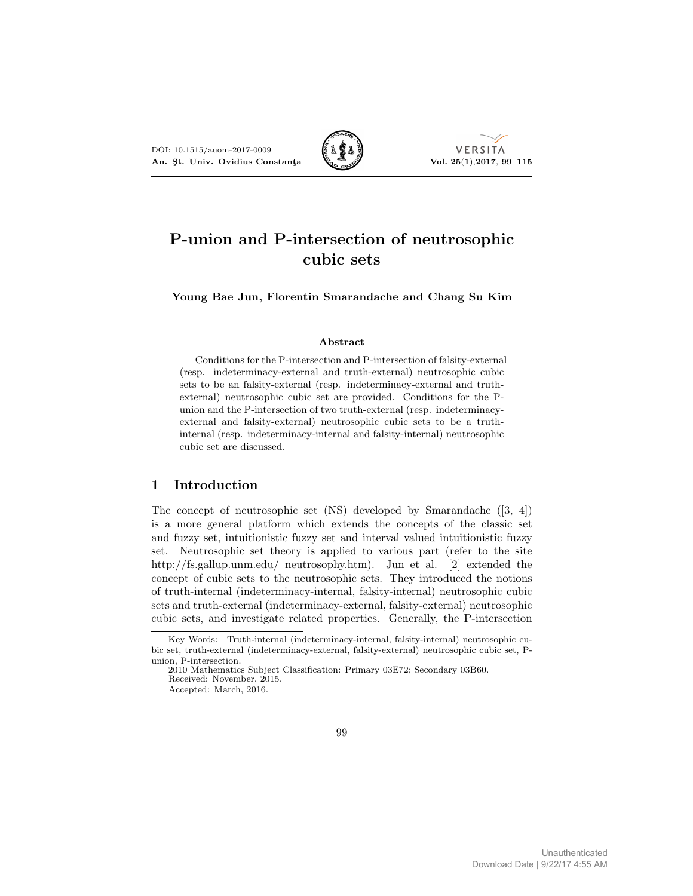# P-union and P-intersection of neutrosophic cubic sets

**Young Bae Jun, Florentin Smarandache and Chang Su Kim**

### Abstract

Conditions for the P-intersection and P-intersection of falsity-external (resp. indeterminacy-external and truth-external) neutrosophic cubic sets to be an falsity-external (resp. indeterminacy-external and truth-external) neutrosophic cubic set are provided. Conditions for the P-union and the P-intersection of two truth-external (resp. indeterminacy-external and falsity-external) neutrosophic cubic sets to be a truth-internal (resp. indeterminacy-internal and falsity-internal) neutrosophic cubic set are discussed.

## 1 Introduction

The concept of neutrosophic set (NS) developed by Smarandache ([3, 4]) is a more general platform which extends the concepts of the classic set and fuzzy set, intuitionistic fuzzy set and interval valued intuitionistic fuzzy set. Neutrosophic set theory is applied to various part (refer to the site http://fs.gallup.unm.edu/ neutrosophy.htm). Jun et al. [2] extended the concept of cubic sets to the neutrosophic sets. They introduced the notions of truth-internal (indeterminacy-internal, falsity-internal) neutrosophic cubic sets and truth-external (indeterminacy-external, falsity-external) neutrosophic cubic sets, and investigate related properties. Generally, the P-intersection

Key Words: Truth-internal (indeterminacy-internal, falsity-internal) neutrosophic cubic set, truth-external (indeterminacy-external, falsity-external) neutrosophic cubic set, P-union, P-intersection.

2010 Mathematics Subject Classification: Primary 03E72; Secondary 03B60.

Received: November, 2015.

Accepted: March, 2016.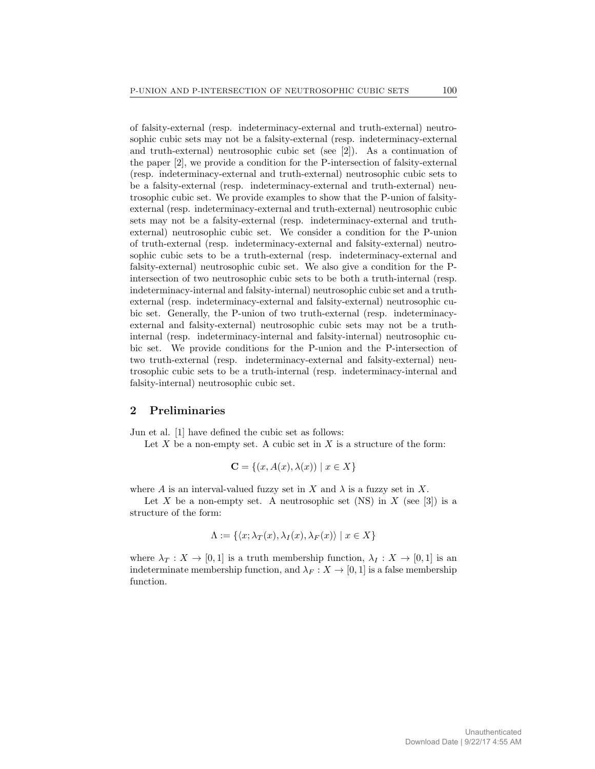of falsity-external (resp. indeterminacy-external and truth-external) neutrosophic cubic sets may not be a falsity-external (resp. indeterminacy-external and truth-external) neutrosophic cubic set (see [2]). As a continuation of the paper [2], we provide a condition for the P-intersection of falsity-external (resp. indeterminacy-external and truth-external) neutrosophic cubic sets to be a falsity-external (resp. indeterminacy-external and truth-external) neutrosophic cubic set. We provide examples to show that the P-union of falsity-external (resp. indeterminacy-external and truth-external) neutrosophic cubic sets may not be a falsity-external (resp. indeterminacy-external and truth-external) neutrosophic cubic set. We consider a condition for the P-union of truth-external (resp. indeterminacy-external and falsity-external) neutrosophic cubic sets to be a truth-external (resp. indeterminacy-external and falsity-external) neutrosophic cubic set. We also give a condition for the P-intersection of two neutrosophic cubic sets to be both a truth-internal (resp. indeterminacy-internal and falsity-internal) neutrosophic cubic set and a truth-external (resp. indeterminacy-external and falsity-external) neutrosophic cubic set. Generally, the P-union of two truth-external (resp. indeterminacy-external and falsity-external) neutrosophic cubic sets may not be a truth-internal (resp. indeterminacy-internal and falsity-internal) neutrosophic cubic set. We provide conditions for the P-union and the P-intersection of two truth-external (resp. indeterminacy-external and falsity-external) neutrosophic cubic sets to be a truth-internal (resp. indeterminacy-internal and falsity-internal) neutrosophic cubic set.

## 2 Preliminaries

Jun et al. [1] have defined the cubic set as follows:

Let $X$ be a non-empty set. A cubic set in $X$ is a structure of the form:

$$\mathbf{C} = \{(x, A(x), \lambda(x)) \mid x \in X\}$$

where $A$ is an interval-valued fuzzy set in $X$ and $\lambda$ is a fuzzy set in $X$.

Let $X$ be a non-empty set. A neutrosophic set (NS) in $X$ (see [3]) is a structure of the form:

$$\Lambda := \{\langle x; \lambda_T(x), \lambda_I(x), \lambda_F(x)\rangle \mid x \in X\}$$

where $\lambda_T : X \to [0, 1]$ is a truth membership function, $\lambda_I : X \to [0, 1]$ is an indeterminate membership function, and $\lambda_F : X \to [0, 1]$ is a false membership function.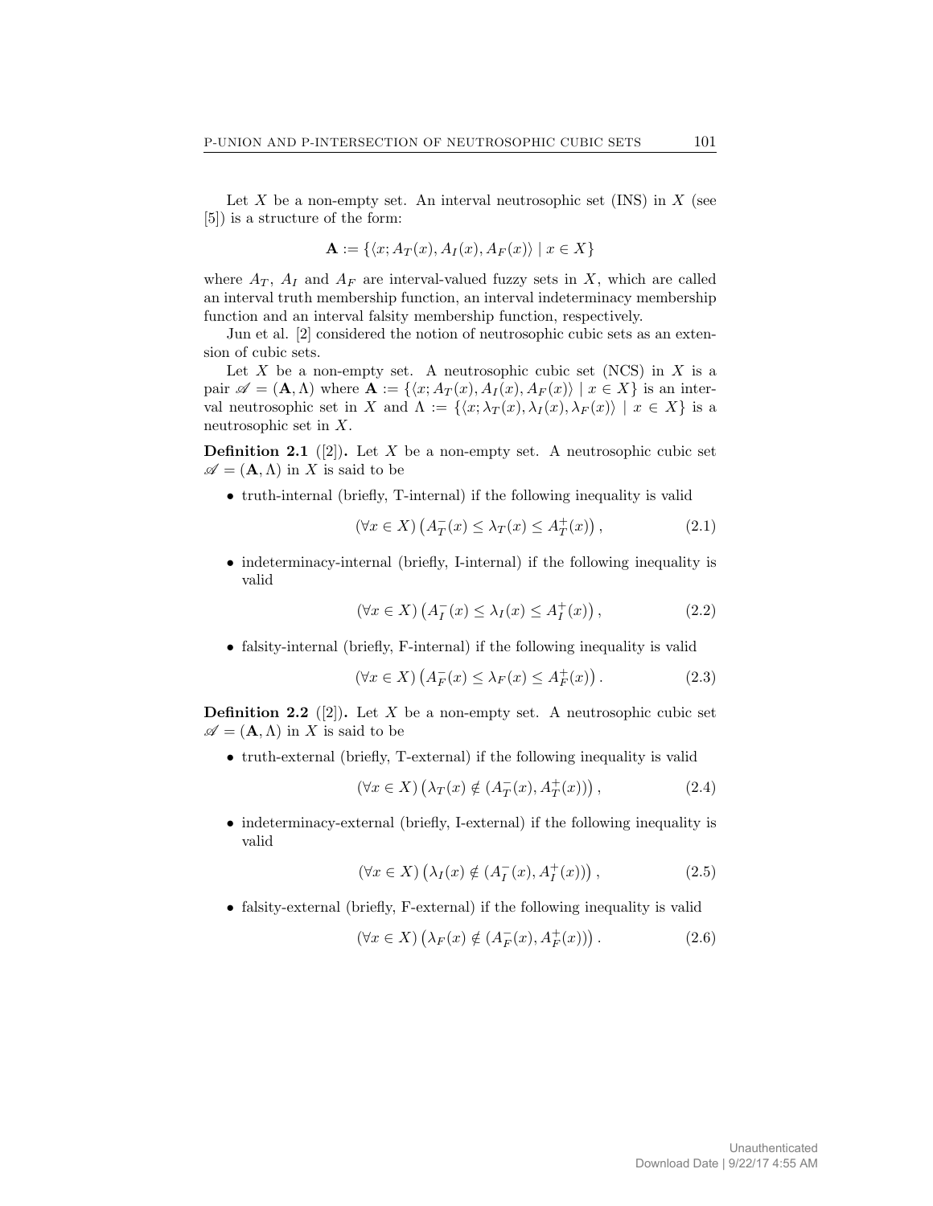Let $X$ be a non-empty set. An interval neutrosophic set (INS) in $X$ (see [5]) is a structure of the form:

$$\mathbf{A} := \{\langle x; A_T(x), A_I(x), A_F(x)\rangle \mid x \in X\}$$

where $A_T$, $A_I$ and $A_F$ are interval-valued fuzzy sets in $X$, which are called an interval truth membership function, an interval indeterminacy membership function and an interval falsity membership function, respectively.

Jun et al. [2] considered the notion of neutrosophic cubic sets as an extension of cubic sets.

Let $X$ be a non-empty set. A neutrosophic cubic set (NCS) in $X$ is a pair $\mathscr{A} = (\mathbf{A}, \Lambda)$ where $\mathbf{A} := \{\langle x; A_T(x), A_I(x), A_F(x)\rangle \mid x \in X\}$ is an interval neutrosophic set in $X$ and $\Lambda := \{\langle x; \lambda_T(x), \lambda_I(x), \lambda_F(x)\rangle \mid x \in X\}$ is a neutrosophic set in $X$.

**Definition 2.1** ([2])**.** Let $X$ be a non-empty set. A neutrosophic cubic set $\mathscr{A} = (\mathbf{A}, \Lambda)$ in $X$ is said to be

- truth-internal (briefly, T-internal) if the following inequality is valid

$$(\forall x \in X)\left(A_T^-(x) \leq \lambda_T(x) \leq A_T^+(x)\right), \tag{2.1}$$

- indeterminacy-internal (briefly, I-internal) if the following inequality is valid

$$(\forall x \in X)\left(A_I^-(x) \leq \lambda_I(x) \leq A_I^+(x)\right), \tag{2.2}$$

- falsity-internal (briefly, F-internal) if the following inequality is valid

$$(\forall x \in X)\left(A_F^-(x) \leq \lambda_F(x) \leq A_F^+(x)\right). \tag{2.3}$$

**Definition 2.2** ([2])**.** Let $X$ be a non-empty set. A neutrosophic cubic set $\mathscr{A} = (\mathbf{A}, \Lambda)$ in $X$ is said to be

- truth-external (briefly, T-external) if the following inequality is valid

$$(\forall x \in X)\left(\lambda_T(x) \notin (A_T^-(x), A_T^+(x))\right), \tag{2.4}$$

- indeterminacy-external (briefly, I-external) if the following inequality is valid

$$(\forall x \in X)\left(\lambda_I(x) \notin (A_I^-(x), A_I^+(x))\right), \tag{2.5}$$

- falsity-external (briefly, F-external) if the following inequality is valid

$$(\forall x \in X)\left(\lambda_F(x) \notin (A_F^-(x), A_F^+(x))\right). \tag{2.6}$$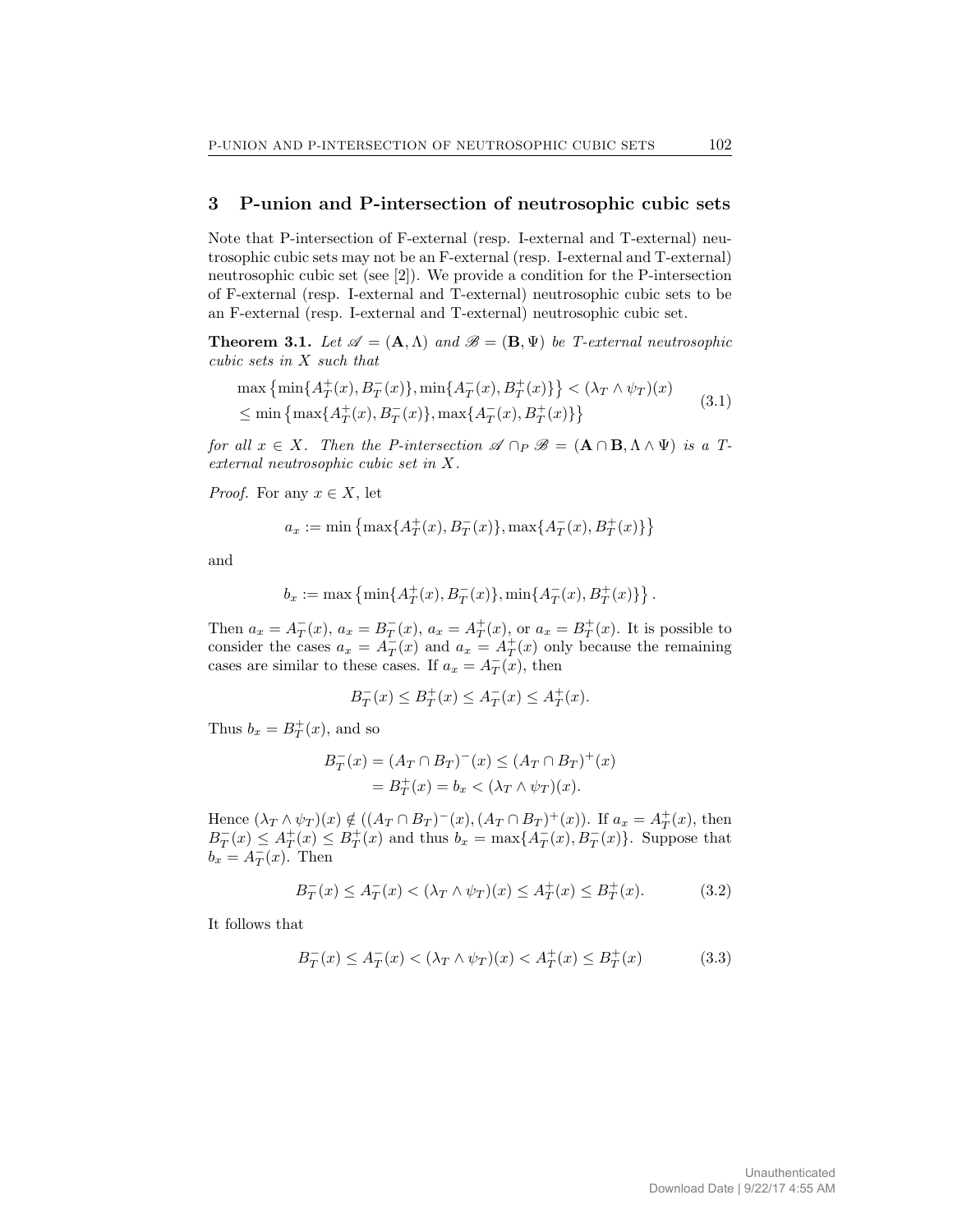## 3 P-union and P-intersection of neutrosophic cubic sets

Note that P-intersection of F-external (resp. I-external and T-external) neutrosophic cubic sets may not be an F-external (resp. I-external and T-external) neutrosophic cubic set (see [2]). We provide a condition for the P-intersection of F-external (resp. I-external and T-external) neutrosophic cubic sets to be an F-external (resp. I-external and T-external) neutrosophic cubic set.

**Theorem 3.1.** *Let $\mathscr{A} = (\mathbf{A}, \Lambda)$ and $\mathscr{B} = (\mathbf{B}, \Psi)$ be T-external neutrosophic cubic sets in $X$ such that*

$$\begin{aligned} &\max\left\{\min\{A_T^+(x), B_T^-(x)\}, \min\{A_T^-(x), B_T^+(x)\}\right\} < (\lambda_T \wedge \psi_T)(x) \\ &\leq \min\left\{\max\{A_T^+(x), B_T^-(x)\}, \max\{A_T^-(x), B_T^+(x)\}\right\} \end{aligned} \tag{3.1}$$

*for all $x \in X$. Then the P-intersection $\mathscr{A} \cap_P \mathscr{B} = (\mathbf{A} \cap \mathbf{B}, \Lambda \wedge \Psi)$ is a T-external neutrosophic cubic set in $X$.*

*Proof.* For any $x \in X$, let

$$a_x := \min\left\{\max\{A_T^+(x), B_T^-(x)\}, \max\{A_T^-(x), B_T^+(x)\}\right\}$$

and

$$b_x := \max\left\{\min\{A_T^+(x), B_T^-(x)\}, \min\{A_T^-(x), B_T^+(x)\}\right\}.$$

Then $a_x = A_T^-(x)$, $a_x = B_T^-(x)$, $a_x = A_T^+(x)$, or $a_x = B_T^+(x)$. It is possible to consider the cases $a_x = A_T^-(x)$ and $a_x = A_T^+(x)$ only because the remaining cases are similar to these cases. If $a_x = A_T^-(x)$, then

$$B_T^-(x) \leq B_T^+(x) \leq A_T^-(x) \leq A_T^+(x).$$

Thus $b_x = B_T^+(x)$, and so

$$\begin{aligned} B_T^-(x) &= (A_T \cap B_T)^-(x) \leq (A_T \cap B_T)^+(x) \\ &= B_T^+(x) = b_x < (\lambda_T \wedge \psi_T)(x). \end{aligned}$$

Hence $(\lambda_T \wedge \psi_T)(x) \notin ((A_T \cap B_T)^-(x), (A_T \cap B_T)^+(x))$. If $a_x = A_T^+(x)$, then $B_T^-(x) \leq A_T^+(x) \leq B_T^+(x)$ and thus $b_x = \max\{A_T^-(x), B_T^-(x)\}$. Suppose that $b_x = A_T^-(x)$. Then

$$B_T^-(x) \leq A_T^-(x) < (\lambda_T \wedge \psi_T)(x) \leq A_T^+(x) \leq B_T^+(x). \tag{3.2}$$

It follows that

$$B_T^-(x) \leq A_T^-(x) < (\lambda_T \wedge \psi_T)(x) < A_T^+(x) \leq B_T^+(x) \tag{3.3}$$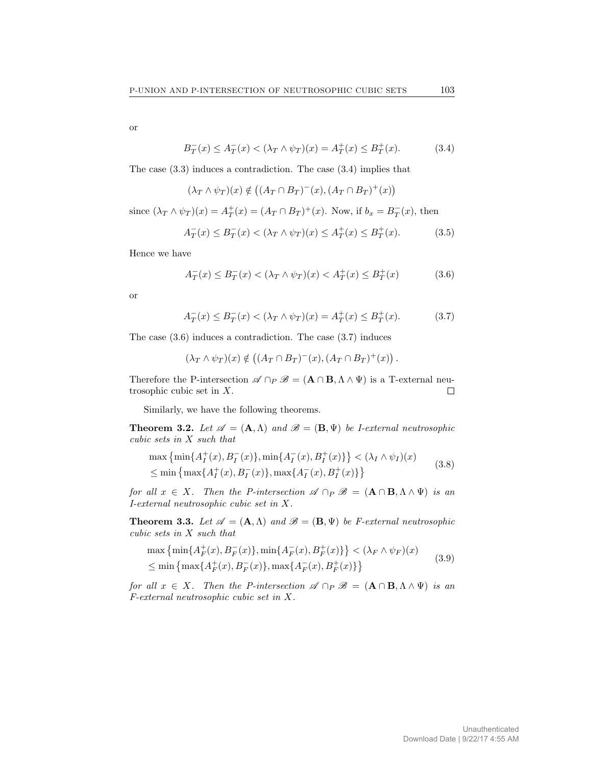or

$$B_T^-(x) \leq A_T^-(x) < (\lambda_T \wedge \psi_T)(x) = A_T^+(x) \leq B_T^+(x). \tag{3.4}$$

The case (3.3) induces a contradiction. The case (3.4) implies that

$$(\lambda_T \wedge \psi_T)(x) \notin \left((A_T \cap B_T)^-(x), (A_T \cap B_T)^+(x)\right)$$

since $(\lambda_T \wedge \psi_T)(x) = A_T^+(x) = (A_T \cap B_T)^+(x)$. Now, if $b_x = B_T^-(x)$, then

$$A_T^-(x) \leq B_T^-(x) < (\lambda_T \wedge \psi_T)(x) \leq A_T^+(x) \leq B_T^+(x). \tag{3.5}$$

Hence we have

$$A_T^-(x) \leq B_T^-(x) < (\lambda_T \wedge \psi_T)(x) < A_T^+(x) \leq B_T^+(x) \tag{3.6}$$

or

$$A_T^-(x) \leq B_T^-(x) < (\lambda_T \wedge \psi_T)(x) = A_T^+(x) \leq B_T^+(x). \tag{3.7}$$

The case (3.6) induces a contradiction. The case (3.7) induces

$$(\lambda_T \wedge \psi_T)(x) \notin \left((A_T \cap B_T)^-(x), (A_T \cap B_T)^+(x)\right).$$

Therefore the P-intersection $\mathscr{A} \cap_P \mathscr{B} = (\mathbf{A} \cap \mathbf{B}, \Lambda \wedge \Psi)$ is a T-external neutrosophic cubic set in $X$. □

Similarly, we have the following theorems.

**Theorem 3.2.** *Let $\mathscr{A} = (\mathbf{A}, \Lambda)$ and $\mathscr{B} = (\mathbf{B}, \Psi)$ be I-external neutrosophic cubic sets in $X$ such that*

$$\begin{aligned} &\max\left\{\min\{A_I^+(x), B_I^-(x)\}, \min\{A_I^-(x), B_I^+(x)\}\right\} < (\lambda_I \wedge \psi_I)(x) \\ &\leq \min\left\{\max\{A_I^+(x), B_I^-(x)\}, \max\{A_I^-(x), B_I^+(x)\}\right\} \end{aligned} \tag{3.8}$$

*for all $x \in X$. Then the P-intersection $\mathscr{A} \cap_P \mathscr{B} = (\mathbf{A} \cap \mathbf{B}, \Lambda \wedge \Psi)$ is an I-external neutrosophic cubic set in $X$.*

**Theorem 3.3.** *Let $\mathscr{A} = (\mathbf{A}, \Lambda)$ and $\mathscr{B} = (\mathbf{B}, \Psi)$ be F-external neutrosophic cubic sets in $X$ such that*

$$\begin{aligned} &\max\left\{\min\{A_F^+(x), B_F^-(x)\}, \min\{A_F^-(x), B_F^+(x)\}\right\} < (\lambda_F \wedge \psi_F)(x) \\ &\leq \min\left\{\max\{A_F^+(x), B_F^-(x)\}, \max\{A_F^-(x), B_F^+(x)\}\right\} \end{aligned} \tag{3.9}$$

*for all $x \in X$. Then the P-intersection $\mathscr{A} \cap_P \mathscr{B} = (\mathbf{A} \cap \mathbf{B}, \Lambda \wedge \Psi)$ is an F-external neutrosophic cubic set in $X$.*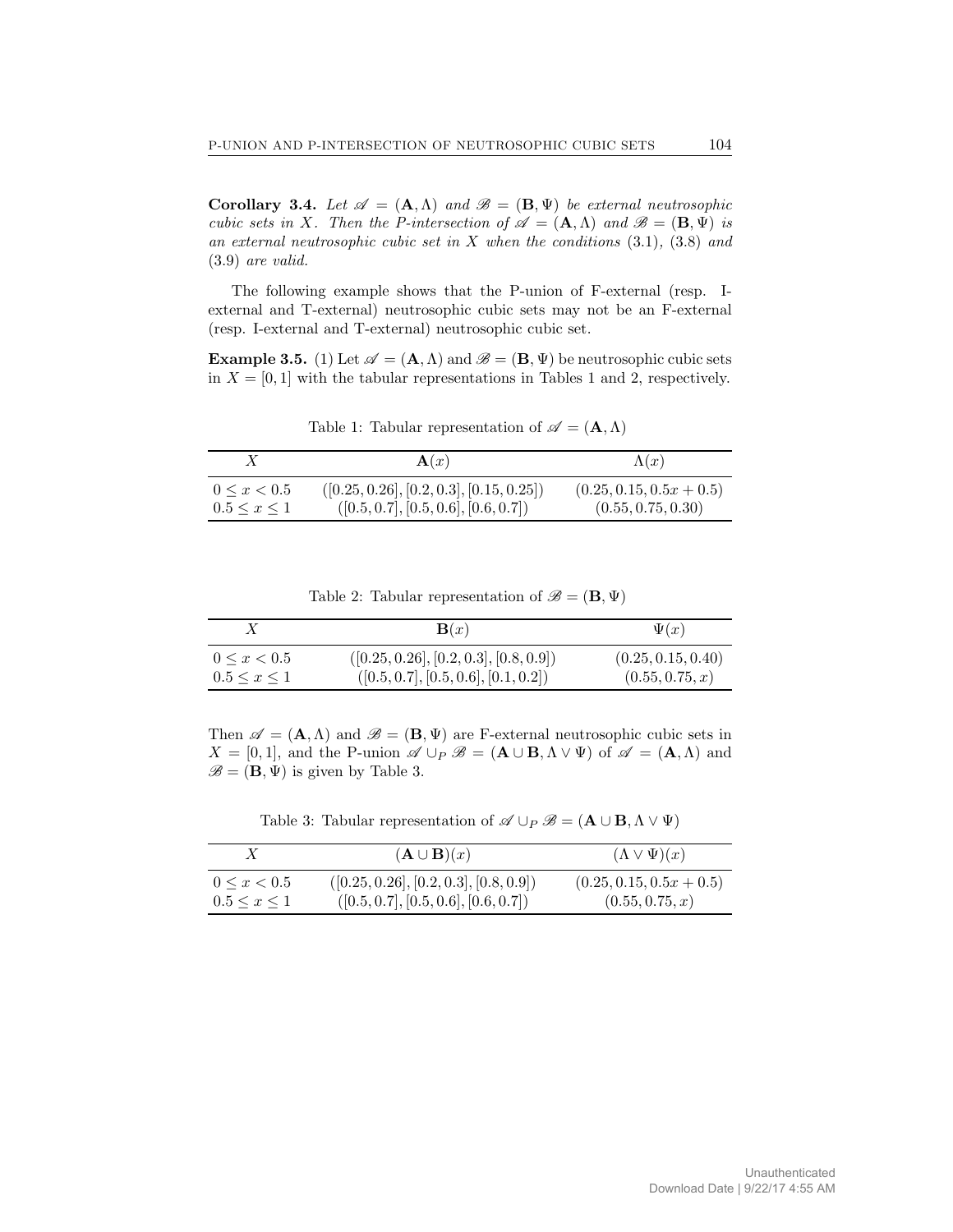**Corollary 3.4.** *Let $\mathscr{A} = (\mathbf{A}, \Lambda)$ and $\mathscr{B} = (\mathbf{B}, \Psi)$ be external neutrosophic cubic sets in $X$. Then the P-intersection of $\mathscr{A} = (\mathbf{A}, \Lambda)$ and $\mathscr{B} = (\mathbf{B}, \Psi)$ is an external neutrosophic cubic set in $X$ when the conditions* (3.1)*,* (3.8) *and* (3.9) *are valid.*

The following example shows that the P-union of F-external (resp. I-external and T-external) neutrosophic cubic sets may not be an F-external (resp. I-external and T-external) neutrosophic cubic set.

**Example 3.5.** (1) Let $\mathscr{A} = (\mathbf{A}, \Lambda)$ and $\mathscr{B} = (\mathbf{B}, \Psi)$ be neutrosophic cubic sets in $X = [0, 1]$ with the tabular representations in Tables 1 and 2, respectively.

Table 1: Tabular representation of $\mathscr{A} = (\mathbf{A}, \Lambda)$

| $X$ | $\mathbf{A}(x)$ | $\Lambda(x)$ |
|---|---|---|
| $0 \le x < 0.5$ | $([0.25, 0.26], [0.2, 0.3], [0.15, 0.25])$ | $(0.25, 0.15, 0.5x + 0.5)$ |
| $0.5 \le x \le 1$ | $([0.5, 0.7], [0.5, 0.6], [0.6, 0.7])$ | $(0.55, 0.75, 0.30)$ |

Table 2: Tabular representation of $\mathscr{B} = (\mathbf{B}, \Psi)$

| $X$ | $\mathbf{B}(x)$ | $\Psi(x)$ |
|---|---|---|
| $0 \le x < 0.5$ | $([0.25, 0.26], [0.2, 0.3], [0.8, 0.9])$ | $(0.25, 0.15, 0.40)$ |
| $0.5 \le x \le 1$ | $([0.5, 0.7], [0.5, 0.6], [0.1, 0.2])$ | $(0.55, 0.75, x)$ |

Then $\mathscr{A} = (\mathbf{A}, \Lambda)$ and $\mathscr{B} = (\mathbf{B}, \Psi)$ are F-external neutrosophic cubic sets in $X = [0, 1]$, and the P-union $\mathscr{A} \cup_P \mathscr{B} = (\mathbf{A} \cup \mathbf{B}, \Lambda \vee \Psi)$ of $\mathscr{A} = (\mathbf{A}, \Lambda)$ and $\mathscr{B} = (\mathbf{B}, \Psi)$ is given by Table 3.

Table 3: Tabular representation of $\mathscr{A} \cup_P \mathscr{B} = (\mathbf{A} \cup \mathbf{B}, \Lambda \vee \Psi)$

| $X$ | $(\mathbf{A} \cup \mathbf{B})(x)$ | $(\Lambda \vee \Psi)(x)$ |
|---|---|---|
| $0 \le x < 0.5$ | $([0.25, 0.26], [0.2, 0.3], [0.8, 0.9])$ | $(0.25, 0.15, 0.5x + 0.5)$ |
| $0.5 \le x \le 1$ | $([0.5, 0.7], [0.5, 0.6], [0.6, 0.7])$ | $(0.55, 0.75, x)$ |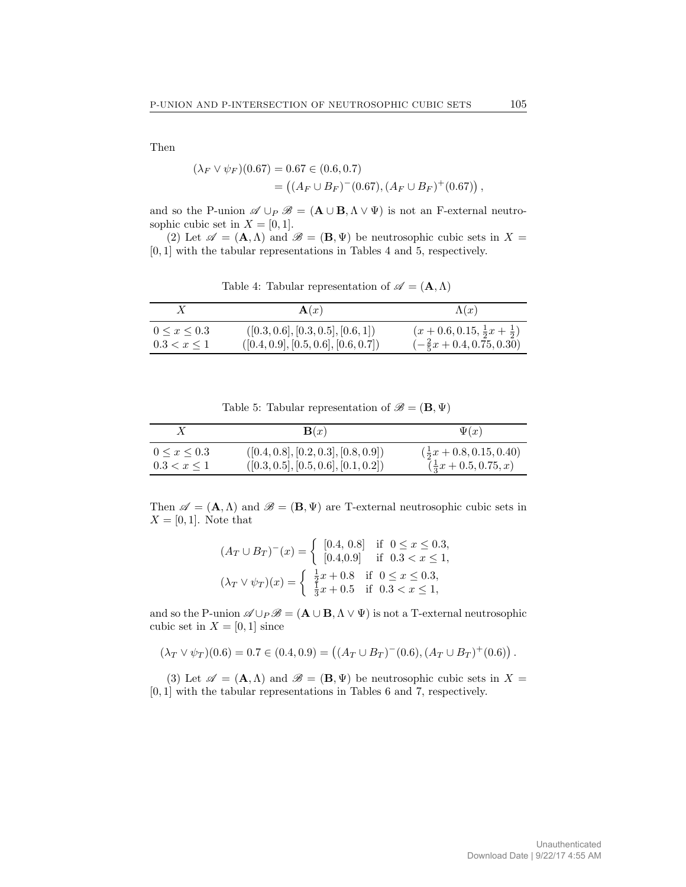Then

$$
\begin{aligned}
(\lambda_F \vee \psi_F)(0.67) &= 0.67 \in (0.6, 0.7) \\
&= \left((A_F \cup B_F)^-(0.67), (A_F \cup B_F)^+(0.67)\right),
\end{aligned}
$$

and so the P-union $\mathscr{A} \cup_P \mathscr{B} = (\mathbf{A} \cup \mathbf{B}, \Lambda \vee \Psi)$ is not an F-external neutrosophic cubic set in $X = [0, 1]$.

(2) Let $\mathscr{A} = (\mathbf{A}, \Lambda)$ and $\mathscr{B} = (\mathbf{B}, \Psi)$ be neutrosophic cubic sets in $X = [0, 1]$ with the tabular representations in Tables 4 and 5, respectively.

Table 4: Tabular representation of $\mathscr{A} = (\mathbf{A}, \Lambda)$

| $X$ | $\mathbf{A}(x)$ | $\Lambda(x)$ |
|---|---|---|
| $0 \le x \le 0.3$ | $([0.3, 0.6], [0.3, 0.5], [0.6, 1])$ | $(x + 0.6, 0.15, \frac{1}{2}x + \frac{1}{2})$ |
| $0.3 < x \le 1$ | $([0.4, 0.9], [0.5, 0.6], [0.6, 0.7])$ | $(-\frac{2}{5}x + 0.4, 0.75, 0.30)$ |

Table 5: Tabular representation of $\mathscr{B} = (\mathbf{B}, \Psi)$

| $X$ | $\mathbf{B}(x)$ | $\Psi(x)$ |
|---|---|---|
| $0 \le x \le 0.3$ | $([0.4, 0.8], [0.2, 0.3], [0.8, 0.9])$ | $(\frac{1}{2}x + 0.8, 0.15, 0.40)$ |
| $0.3 < x \le 1$ | $([0.3, 0.5], [0.5, 0.6], [0.1, 0.2])$ | $(\frac{1}{3}x + 0.5, 0.75, x)$ |

Then $\mathscr{A} = (\mathbf{A}, \Lambda)$ and $\mathscr{B} = (\mathbf{B}, \Psi)$ are T-external neutrosophic cubic sets in $X = [0, 1]$. Note that

$$
(A_T \cup B_T)^-(x) = \begin{cases} [0.4,\ 0.8] & \text{if } 0 \le x \le 0.3, \\ [0.4, 0.9] & \text{if } 0.3 < x \le 1, \end{cases}
$$

$$
(\lambda_T \vee \psi_T)(x) = \begin{cases} \frac{1}{2}x + 0.8 & \text{if } 0 \le x \le 0.3, \\ \frac{1}{3}x + 0.5 & \text{if } 0.3 < x \le 1, \end{cases}
$$

and so the P-union $\mathscr{A} \cup_P \mathscr{B} = (\mathbf{A} \cup \mathbf{B}, \Lambda \vee \Psi)$ is not a T-external neutrosophic cubic set in $X = [0, 1]$ since

$$
(\lambda_T \vee \psi_T)(0.6) = 0.7 \in (0.4, 0.9) = \left((A_T \cup B_T)^-(0.6), (A_T \cup B_T)^+(0.6)\right).
$$

(3) Let $\mathscr{A} = (\mathbf{A}, \Lambda)$ and $\mathscr{B} = (\mathbf{B}, \Psi)$ be neutrosophic cubic sets in $X = [0, 1]$ with the tabular representations in Tables 6 and 7, respectively.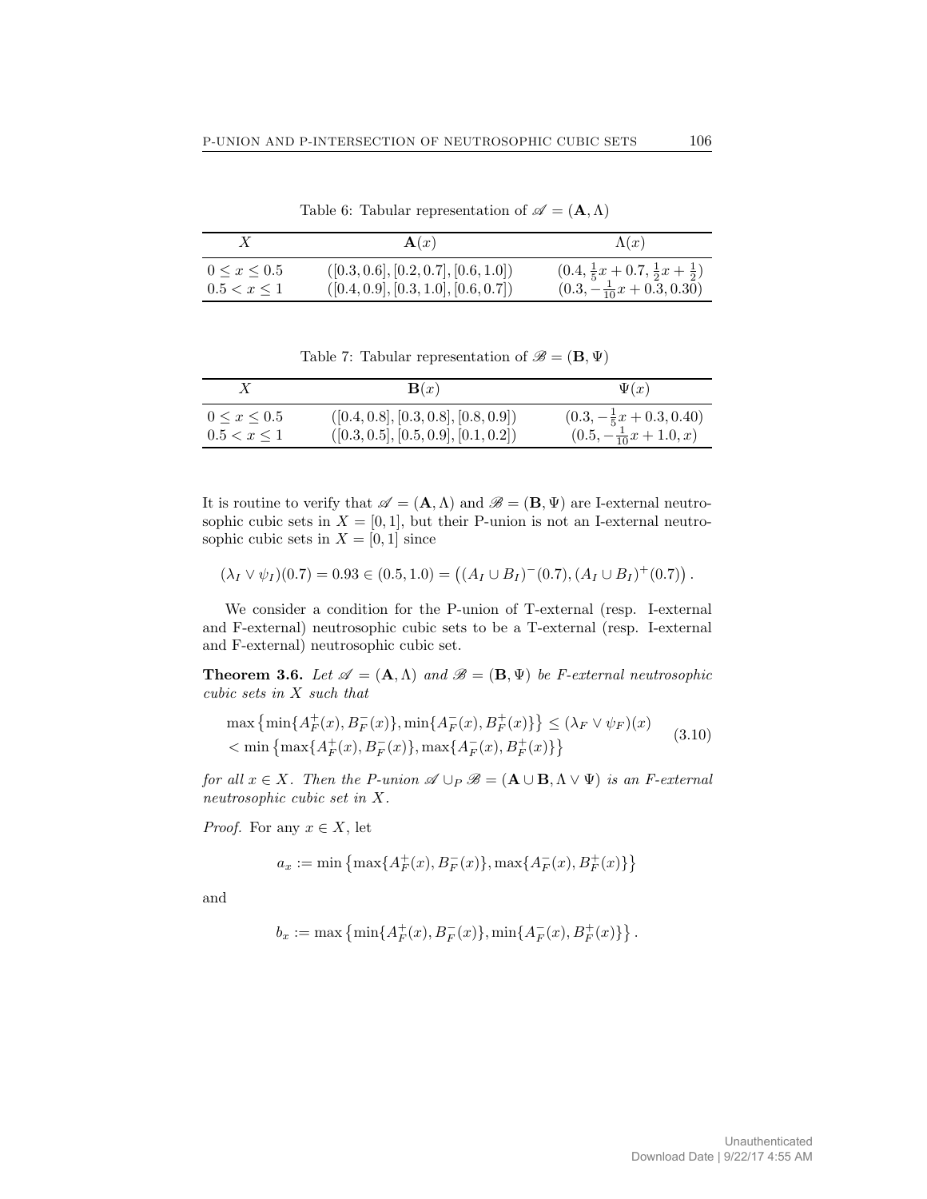Table 6: Tabular representation of $\mathscr{A} = (\mathbf{A}, \Lambda)$

| $X$ | $\mathbf{A}(x)$ | $\Lambda(x)$ |
|---|---|---|
| $0 \leq x \leq 0.5$ | $([0.3, 0.6], [0.2, 0.7], [0.6, 1.0])$ | $(0.4, \frac{1}{5}x + 0.7, \frac{1}{2}x + \frac{1}{2})$ |
| $0.5 < x \leq 1$ | $([0.4, 0.9], [0.3, 1.0], [0.6, 0.7])$ | $(0.3, -\frac{1}{10}x + 0.3, 0.30)$ |

Table 7: Tabular representation of $\mathscr{B} = (\mathbf{B}, \Psi)$

| $X$ | $\mathbf{B}(x)$ | $\Psi(x)$ |
|---|---|---|
| $0 \leq x \leq 0.5$ | $([0.4, 0.8], [0.3, 0.8], [0.8, 0.9])$ | $(0.3, -\frac{1}{5}x + 0.3, 0.40)$ |
| $0.5 < x \leq 1$ | $([0.3, 0.5], [0.5, 0.9], [0.1, 0.2])$ | $(0.5, -\frac{1}{10}x + 1.0, x)$ |

It is routine to verify that $\mathscr{A} = (\mathbf{A}, \Lambda)$ and $\mathscr{B} = (\mathbf{B}, \Psi)$ are I-external neutrosophic cubic sets in $X = [0, 1]$, but their P-union is not an I-external neutrosophic cubic sets in $X = [0, 1]$ since

$$(\lambda_I \vee \psi_I)(0.7) = 0.93 \in (0.5, 1.0) = \left((A_I \cup B_I)^-(0.7), (A_I \cup B_I)^+(0.7)\right).$$

We consider a condition for the P-union of T-external (resp. I-external and F-external) neutrosophic cubic sets to be a T-external (resp. I-external and F-external) neutrosophic cubic set.

**Theorem 3.6.** *Let $\mathscr{A} = (\mathbf{A}, \Lambda)$ and $\mathscr{B} = (\mathbf{B}, \Psi)$ be F-external neutrosophic cubic sets in $X$ such that*

$$\begin{aligned} &\max\left\{\min\{A_F^+(x), B_F^-(x)\}, \min\{A_F^-(x), B_F^+(x)\}\right\} \leq (\lambda_F \vee \psi_F)(x) \\ &< \min\left\{\max\{A_F^+(x), B_F^-(x)\}, \max\{A_F^-(x), B_F^+(x)\}\right\} \end{aligned} \tag{3.10}$$

*for all $x \in X$. Then the P-union $\mathscr{A} \cup_P \mathscr{B} = (\mathbf{A} \cup \mathbf{B}, \Lambda \vee \Psi)$ is an F-external neutrosophic cubic set in $X$.*

*Proof.* For any $x \in X$, let

$$a_x := \min\left\{\max\{A_F^+(x), B_F^-(x)\}, \max\{A_F^-(x), B_F^+(x)\}\right\}$$

and

$$b_x := \max\left\{\min\{A_F^+(x), B_F^-(x)\}, \min\{A_F^-(x), B_F^+(x)\}\right\}.$$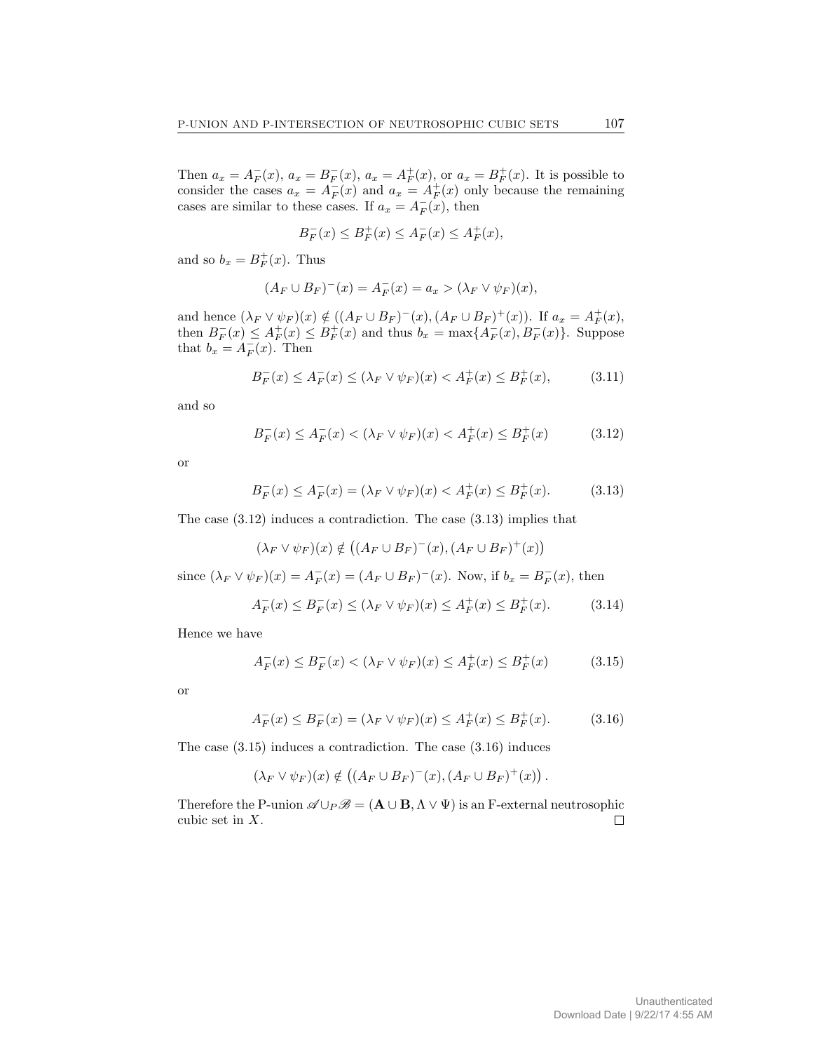Then $a_x = A_F^-(x)$, $a_x = B_F^-(x)$, $a_x = A_F^+(x)$, or $a_x = B_F^+(x)$. It is possible to consider the cases $a_x = A_F^-(x)$ and $a_x = A_F^+(x)$ only because the remaining cases are similar to these cases. If $a_x = A_F^-(x)$, then

$$B_F^-(x) \leq B_F^+(x) \leq A_F^-(x) \leq A_F^+(x),$$

and so $b_x = B_F^+(x)$. Thus

$$(A_F \cup B_F)^-(x) = A_F^-(x) = a_x > (\lambda_F \vee \psi_F)(x),$$

and hence $(\lambda_F \vee \psi_F)(x) \notin ((A_F \cup B_F)^-(x), (A_F \cup B_F)^+(x))$. If $a_x = A_F^+(x)$, then $B_F^-(x) \leq A_F^+(x) \leq B_F^+(x)$ and thus $b_x = \max\{A_F^-(x), B_F^-(x)\}$. Suppose that $b_x = A_F^-(x)$. Then

$$B_F^-(x) \leq A_F^-(x) \leq (\lambda_F \vee \psi_F)(x) < A_F^+(x) \leq B_F^+(x), \tag{3.11}$$

and so

$$B_F^-(x) \leq A_F^-(x) < (\lambda_F \vee \psi_F)(x) < A_F^+(x) \leq B_F^+(x) \tag{3.12}$$

or

$$B_F^-(x) \leq A_F^-(x) = (\lambda_F \vee \psi_F)(x) < A_F^+(x) \leq B_F^+(x). \tag{3.13}$$

The case (3.12) induces a contradiction. The case (3.13) implies that

$$(\lambda_F \vee \psi_F)(x) \notin \left((A_F \cup B_F)^-(x), (A_F \cup B_F)^+(x)\right)$$

since $(\lambda_F \vee \psi_F)(x) = A_F^-(x) = (A_F \cup B_F)^-(x)$. Now, if $b_x = B_F^-(x)$, then

$$A_F^-(x) \leq B_F^-(x) \leq (\lambda_F \vee \psi_F)(x) \leq A_F^+(x) \leq B_F^+(x). \tag{3.14}$$

Hence we have

$$A_F^-(x) \leq B_F^-(x) < (\lambda_F \vee \psi_F)(x) \leq A_F^+(x) \leq B_F^+(x) \tag{3.15}$$

or

$$A_F^-(x) \leq B_F^-(x) = (\lambda_F \vee \psi_F)(x) \leq A_F^+(x) \leq B_F^+(x). \tag{3.16}$$

The case (3.15) induces a contradiction. The case (3.16) induces

$$(\lambda_F \vee \psi_F)(x) \notin \left((A_F \cup B_F)^-(x), (A_F \cup B_F)^+(x)\right).$$

Therefore the P-union $\mathscr{A} \cup_P \mathscr{B} = (\mathbf{A} \cup \mathbf{B}, \Lambda \vee \Psi)$ is an F-external neutrosophic cubic set in $X$. $\square$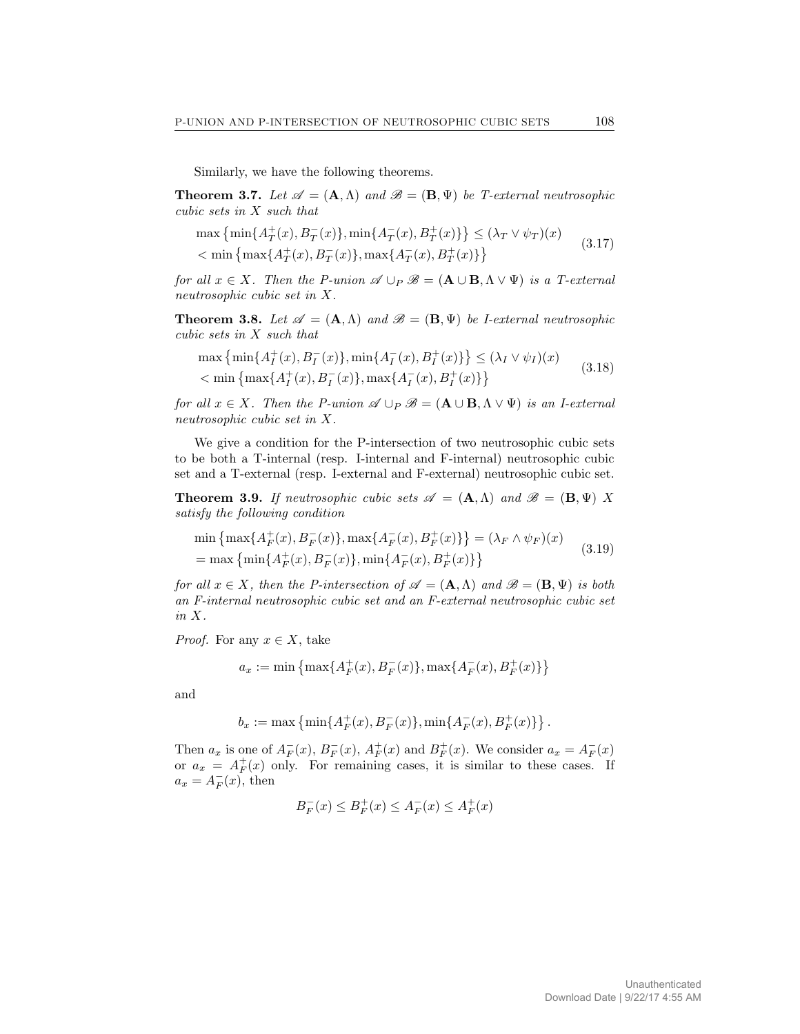Similarly, we have the following theorems.

**Theorem 3.7.** *Let $\mathscr{A} = (\mathbf{A}, \Lambda)$ and $\mathscr{B} = (\mathbf{B}, \Psi)$ be T-external neutrosophic cubic sets in $X$ such that*

$$\begin{aligned}
&\max\left\{\min\{A_T^+(x), B_T^-(x)\}, \min\{A_T^-(x), B_T^+(x)\}\right\} \leq (\lambda_T \vee \psi_T)(x) \\
&< \min\left\{\max\{A_T^+(x), B_T^-(x)\}, \max\{A_T^-(x), B_T^+(x)\}\right\}
\end{aligned} \tag{3.17}$$

*for all $x \in X$. Then the P-union $\mathscr{A} \cup_P \mathscr{B} = (\mathbf{A} \cup \mathbf{B}, \Lambda \vee \Psi)$ is a T-external neutrosophic cubic set in $X$.*

**Theorem 3.8.** *Let $\mathscr{A} = (\mathbf{A}, \Lambda)$ and $\mathscr{B} = (\mathbf{B}, \Psi)$ be I-external neutrosophic cubic sets in $X$ such that*

$$\begin{aligned}
&\max\left\{\min\{A_I^+(x), B_I^-(x)\}, \min\{A_I^-(x), B_I^+(x)\}\right\} \leq (\lambda_I \vee \psi_I)(x) \\
&< \min\left\{\max\{A_I^+(x), B_I^-(x)\}, \max\{A_I^-(x), B_I^+(x)\}\right\}
\end{aligned} \tag{3.18}$$

*for all $x \in X$. Then the P-union $\mathscr{A} \cup_P \mathscr{B} = (\mathbf{A} \cup \mathbf{B}, \Lambda \vee \Psi)$ is an I-external neutrosophic cubic set in $X$.*

We give a condition for the P-intersection of two neutrosophic cubic sets to be both a T-internal (resp. I-internal and F-internal) neutrosophic cubic set and a T-external (resp. I-external and F-external) neutrosophic cubic set.

**Theorem 3.9.** *If neutrosophic cubic sets $\mathscr{A} = (\mathbf{A}, \Lambda)$ and $\mathscr{B} = (\mathbf{B}, \Psi)$ $X$ satisfy the following condition*

$$\begin{aligned}
&\min\left\{\max\{A_F^+(x), B_F^-(x)\}, \max\{A_F^-(x), B_F^+(x)\}\right\} = (\lambda_F \wedge \psi_F)(x) \\
&= \max\left\{\min\{A_F^+(x), B_F^-(x)\}, \min\{A_F^-(x), B_F^+(x)\}\right\}
\end{aligned} \tag{3.19}$$

*for all $x \in X$, then the P-intersection of $\mathscr{A} = (\mathbf{A}, \Lambda)$ and $\mathscr{B} = (\mathbf{B}, \Psi)$ is both an F-internal neutrosophic cubic set and an F-external neutrosophic cubic set in $X$.*

*Proof.* For any $x \in X$, take

$$a_x := \min\left\{\max\{A_F^+(x), B_F^-(x)\}, \max\{A_F^-(x), B_F^+(x)\}\right\}$$

and

$$b_x := \max\left\{\min\{A_F^+(x), B_F^-(x)\}, \min\{A_F^-(x), B_F^+(x)\}\right\}.$$

Then $a_x$ is one of $A_F^-(x)$, $B_F^-(x)$, $A_F^+(x)$ and $B_F^+(x)$. We consider $a_x = A_F^-(x)$ or $a_x = A_F^+(x)$ only. For remaining cases, it is similar to these cases. If $a_x = A_F^-(x)$, then

$$B_F^-(x) \leq B_F^+(x) \leq A_F^-(x) \leq A_F^+(x)$$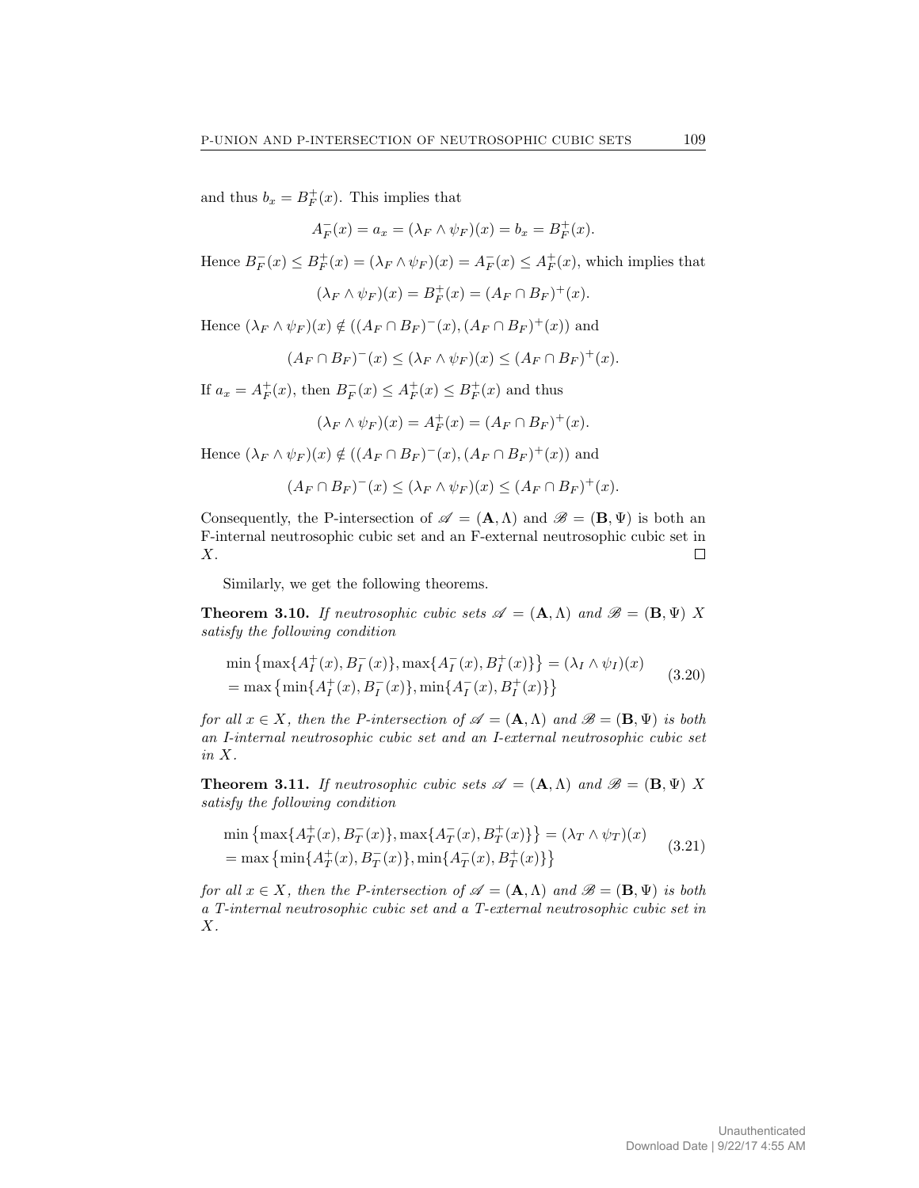and thus $b_x = B_F^+(x)$. This implies that

$$A_F^-(x) = a_x = (\lambda_F \wedge \psi_F)(x) = b_x = B_F^+(x).$$

Hence $B_F^-(x) \leq B_F^+(x) = (\lambda_F \wedge \psi_F)(x) = A_F^-(x) \leq A_F^+(x)$, which implies that

$$(\lambda_F \wedge \psi_F)(x) = B_F^+(x) = (A_F \cap B_F)^+(x).$$

Hence $(\lambda_F \wedge \psi_F)(x) \notin ((A_F \cap B_F)^-(x), (A_F \cap B_F)^+(x))$ and

$$(A_F \cap B_F)^-(x) \leq (\lambda_F \wedge \psi_F)(x) \leq (A_F \cap B_F)^+(x).$$

If $a_x = A_F^+(x)$, then $B_F^-(x) \leq A_F^+(x) \leq B_F^+(x)$ and thus

$$(\lambda_F \wedge \psi_F)(x) = A_F^+(x) = (A_F \cap B_F)^+(x).$$

Hence $(\lambda_F \wedge \psi_F)(x) \notin ((A_F \cap B_F)^-(x), (A_F \cap B_F)^+(x))$ and

$$(A_F \cap B_F)^-(x) \leq (\lambda_F \wedge \psi_F)(x) \leq (A_F \cap B_F)^+(x).$$

Consequently, the P-intersection of $\mathscr{A} = (\mathbf{A}, \Lambda)$ and $\mathscr{B} = (\mathbf{B}, \Psi)$ is both an F-internal neutrosophic cubic set and an F-external neutrosophic cubic set in $X$. □

Similarly, we get the following theorems.

**Theorem 3.10.** *If neutrosophic cubic sets $\mathscr{A} = (\mathbf{A}, \Lambda)$ and $\mathscr{B} = (\mathbf{B}, \Psi)$ $X$ satisfy the following condition*

$$\begin{aligned} &\min\left\{\max\{A_I^+(x), B_I^-(x)\}, \max\{A_I^-(x), B_I^+(x)\}\right\} = (\lambda_I \wedge \psi_I)(x) \\ &= \max\left\{\min\{A_I^+(x), B_I^-(x)\}, \min\{A_I^-(x), B_I^+(x)\}\right\} \end{aligned} \tag{3.20}$$

*for all $x \in X$, then the P-intersection of $\mathscr{A} = (\mathbf{A}, \Lambda)$ and $\mathscr{B} = (\mathbf{B}, \Psi)$ is both an I-internal neutrosophic cubic set and an I-external neutrosophic cubic set in $X$.*

**Theorem 3.11.** *If neutrosophic cubic sets $\mathscr{A} = (\mathbf{A}, \Lambda)$ and $\mathscr{B} = (\mathbf{B}, \Psi)$ $X$ satisfy the following condition*

$$\begin{aligned} &\min\left\{\max\{A_T^+(x), B_T^-(x)\}, \max\{A_T^-(x), B_T^+(x)\}\right\} = (\lambda_T \wedge \psi_T)(x) \\ &= \max\left\{\min\{A_T^+(x), B_T^-(x)\}, \min\{A_T^-(x), B_T^+(x)\}\right\} \end{aligned} \tag{3.21}$$

*for all $x \in X$, then the P-intersection of $\mathscr{A} = (\mathbf{A}, \Lambda)$ and $\mathscr{B} = (\mathbf{B}, \Psi)$ is both a T-internal neutrosophic cubic set and a T-external neutrosophic cubic set in $X$.*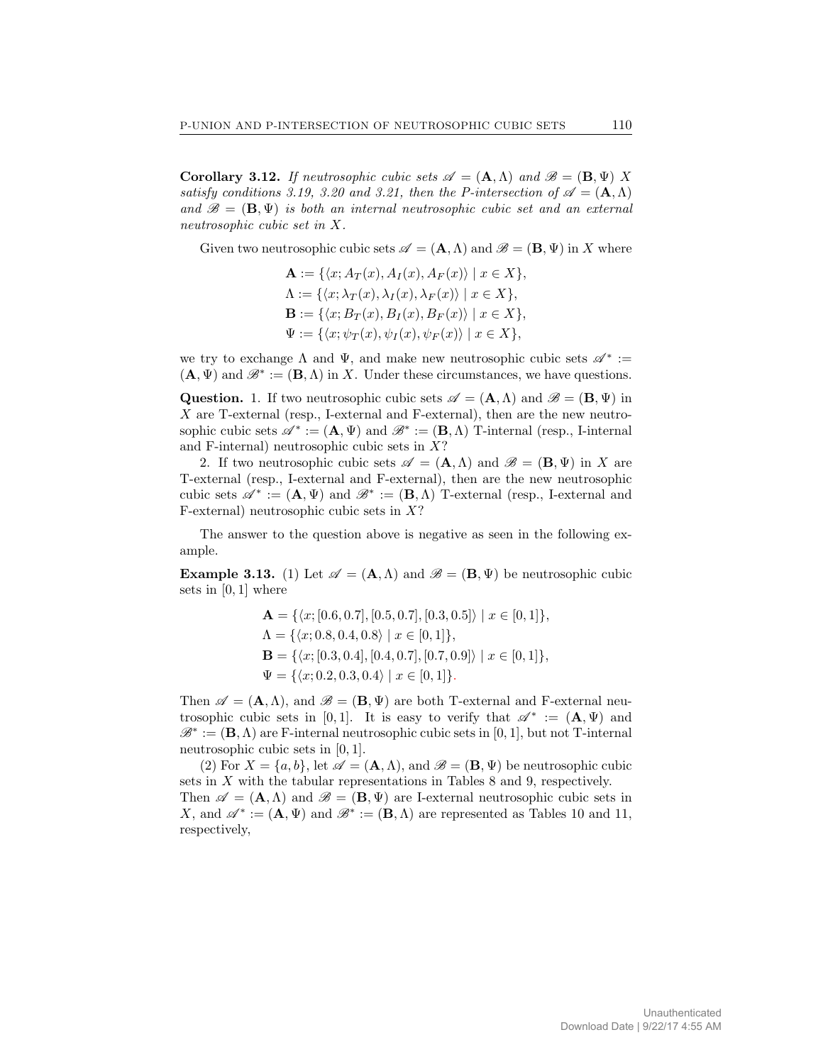**Corollary 3.12.** *If neutrosophic cubic sets $\mathscr{A} = (\mathbf{A}, \Lambda)$ and $\mathscr{B} = (\mathbf{B}, \Psi)$ $X$ satisfy conditions 3.19, 3.20 and 3.21, then the P-intersection of $\mathscr{A} = (\mathbf{A}, \Lambda)$ and $\mathscr{B} = (\mathbf{B}, \Psi)$ is both an internal neutrosophic cubic set and an external neutrosophic cubic set in $X$.*

Given two neutrosophic cubic sets $\mathscr{A} = (\mathbf{A}, \Lambda)$ and $\mathscr{B} = (\mathbf{B}, \Psi)$ in $X$ where

$$\begin{aligned}
\mathbf{A} &:= \{\langle x; A_T(x), A_I(x), A_F(x)\rangle \mid x \in X\},\\
\Lambda &:= \{\langle x; \lambda_T(x), \lambda_I(x), \lambda_F(x)\rangle \mid x \in X\},\\
\mathbf{B} &:= \{\langle x; B_T(x), B_I(x), B_F(x)\rangle \mid x \in X\},\\
\Psi &:= \{\langle x; \psi_T(x), \psi_I(x), \psi_F(x)\rangle \mid x \in X\},
\end{aligned}$$

we try to exchange $\Lambda$ and $\Psi$, and make new neutrosophic cubic sets $\mathscr{A}^* := (\mathbf{A}, \Psi)$ and $\mathscr{B}^* := (\mathbf{B}, \Lambda)$ in $X$. Under these circumstances, we have questions.

**Question.** 1. If two neutrosophic cubic sets $\mathscr{A} = (\mathbf{A}, \Lambda)$ and $\mathscr{B} = (\mathbf{B}, \Psi)$ in $X$ are T-external (resp., I-external and F-external), then are the new neutrosophic cubic sets $\mathscr{A}^* := (\mathbf{A}, \Psi)$ and $\mathscr{B}^* := (\mathbf{B}, \Lambda)$ T-internal (resp., I-internal and F-internal) neutrosophic cubic sets in $X$?

2. If two neutrosophic cubic sets $\mathscr{A} = (\mathbf{A}, \Lambda)$ and $\mathscr{B} = (\mathbf{B}, \Psi)$ in $X$ are T-external (resp., I-external and F-external), then are the new neutrosophic cubic sets $\mathscr{A}^* := (\mathbf{A}, \Psi)$ and $\mathscr{B}^* := (\mathbf{B}, \Lambda)$ T-external (resp., I-external and F-external) neutrosophic cubic sets in $X$?

The answer to the question above is negative as seen in the following example.

**Example 3.13.** (1) Let $\mathscr{A} = (\mathbf{A}, \Lambda)$ and $\mathscr{B} = (\mathbf{B}, \Psi)$ be neutrosophic cubic sets in $[0, 1]$ where

$$\begin{aligned}
\mathbf{A} &= \{\langle x; [0.6, 0.7], [0.5, 0.7], [0.3, 0.5]\rangle \mid x \in [0, 1]\},\\
\Lambda &= \{\langle x; 0.8, 0.4, 0.8\rangle \mid x \in [0, 1]\},\\
\mathbf{B} &= \{\langle x; [0.3, 0.4], [0.4, 0.7], [0.7, 0.9]\rangle \mid x \in [0, 1]\},\\
\Psi &= \{\langle x; 0.2, 0.3, 0.4\rangle \mid x \in [0, 1]\}.
\end{aligned}$$

Then $\mathscr{A} = (\mathbf{A}, \Lambda)$, and $\mathscr{B} = (\mathbf{B}, \Psi)$ are both T-external and F-external neutrosophic cubic sets in $[0, 1]$. It is easy to verify that $\mathscr{A}^* := (\mathbf{A}, \Psi)$ and $\mathscr{B}^* := (\mathbf{B}, \Lambda)$ are F-internal neutrosophic cubic sets in $[0, 1]$, but not T-internal neutrosophic cubic sets in $[0, 1]$.

(2) For $X = \{a, b\}$, let $\mathscr{A} = (\mathbf{A}, \Lambda)$, and $\mathscr{B} = (\mathbf{B}, \Psi)$ be neutrosophic cubic sets in $X$ with the tabular representations in Tables 8 and 9, respectively. Then $\mathscr{A} = (\mathbf{A}, \Lambda)$ and $\mathscr{B} = (\mathbf{B}, \Psi)$ are I-external neutrosophic cubic sets in $X$, and $\mathscr{A}^* := (\mathbf{A}, \Psi)$ and $\mathscr{B}^* := (\mathbf{B}, \Lambda)$ are represented as Tables 10 and 11, respectively,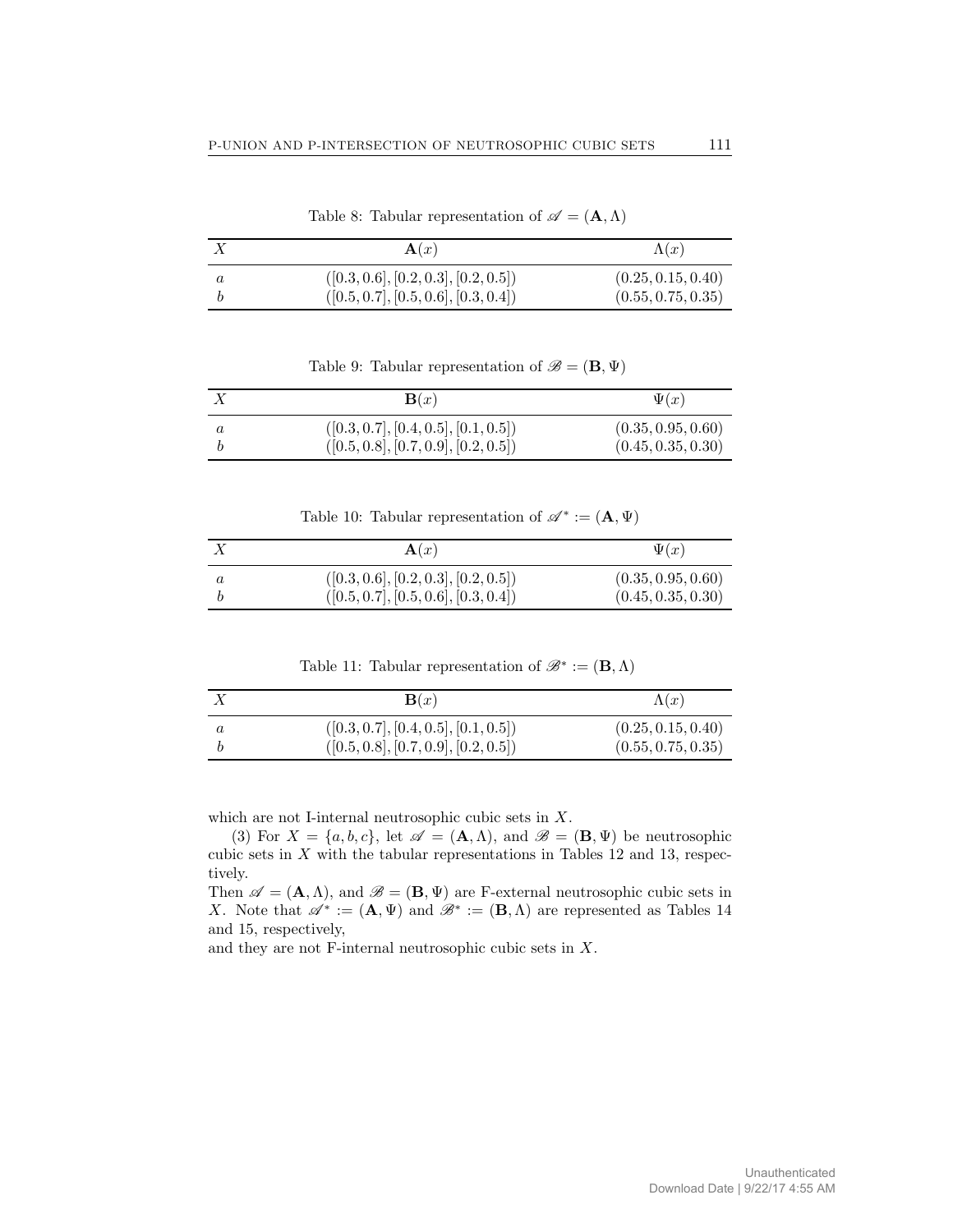Table 8: Tabular representation of $\mathscr{A} = (\mathbf{A}, \Lambda)$

| $X$ | $\mathbf{A}(x)$ | $\Lambda(x)$ |
|---|---|---|
| $a$ | $([0.3, 0.6], [0.2, 0.3], [0.2, 0.5])$ | $(0.25, 0.15, 0.40)$ |
| $b$ | $([0.5, 0.7], [0.5, 0.6], [0.3, 0.4])$ | $(0.55, 0.75, 0.35)$ |

Table 9: Tabular representation of $\mathscr{B} = (\mathbf{B}, \Psi)$

| $X$ | $\mathbf{B}(x)$ | $\Psi(x)$ |
|---|---|---|
| $a$ | $([0.3, 0.7], [0.4, 0.5], [0.1, 0.5])$ | $(0.35, 0.95, 0.60)$ |
| $b$ | $([0.5, 0.8], [0.7, 0.9], [0.2, 0.5])$ | $(0.45, 0.35, 0.30)$ |

Table 10: Tabular representation of $\mathscr{A}^* := (\mathbf{A}, \Psi)$

| $X$ | $\mathbf{A}(x)$ | $\Psi(x)$ |
|---|---|---|
| $a$ | $([0.3, 0.6], [0.2, 0.3], [0.2, 0.5])$ | $(0.35, 0.95, 0.60)$ |
| $b$ | $([0.5, 0.7], [0.5, 0.6], [0.3, 0.4])$ | $(0.45, 0.35, 0.30)$ |

Table 11: Tabular representation of $\mathscr{B}^* := (\mathbf{B}, \Lambda)$

| $X$ | $\mathbf{B}(x)$ | $\Lambda(x)$ |
|---|---|---|
| $a$ | $([0.3, 0.7], [0.4, 0.5], [0.1, 0.5])$ | $(0.25, 0.15, 0.40)$ |
| $b$ | $([0.5, 0.8], [0.7, 0.9], [0.2, 0.5])$ | $(0.55, 0.75, 0.35)$ |

which are not I-internal neutrosophic cubic sets in $X$.

(3) For $X = \{a, b, c\}$, let $\mathscr{A} = (\mathbf{A}, \Lambda)$, and $\mathscr{B} = (\mathbf{B}, \Psi)$ be neutrosophic cubic sets in $X$ with the tabular representations in Tables 12 and 13, respectively.
Then $\mathscr{A} = (\mathbf{A}, \Lambda)$, and $\mathscr{B} = (\mathbf{B}, \Psi)$ are F-external neutrosophic cubic sets in $X$. Note that $\mathscr{A}^* := (\mathbf{A}, \Psi)$ and $\mathscr{B}^* := (\mathbf{B}, \Lambda)$ are represented as Tables 14 and 15, respectively,
and they are not F-internal neutrosophic cubic sets in $X$.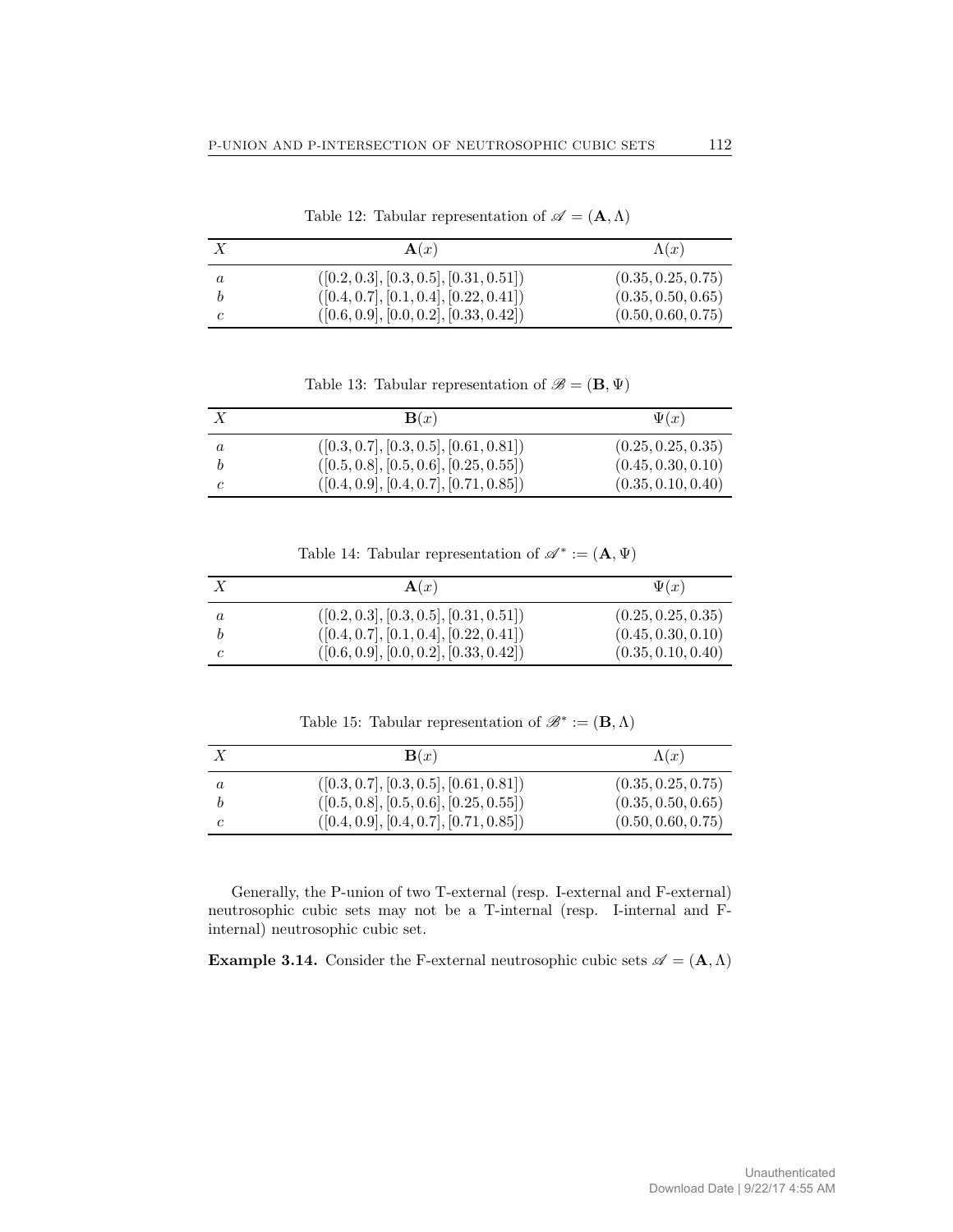Table 12: Tabular representation of $\mathscr{A} = (\mathbf{A}, \Lambda)$

| $X$ | $\mathbf{A}(x)$ | $\Lambda(x)$ |
|---|---|---|
| $a$ | $([0.2, 0.3], [0.3, 0.5], [0.31, 0.51])$ | $(0.35, 0.25, 0.75)$ |
| $b$ | $([0.4, 0.7], [0.1, 0.4], [0.22, 0.41])$ | $(0.35, 0.50, 0.65)$ |
| $c$ | $([0.6, 0.9], [0.0, 0.2], [0.33, 0.42])$ | $(0.50, 0.60, 0.75)$ |

Table 13: Tabular representation of $\mathscr{B} = (\mathbf{B}, \Psi)$

| $X$ | $\mathbf{B}(x)$ | $\Psi(x)$ |
|---|---|---|
| $a$ | $([0.3, 0.7], [0.3, 0.5], [0.61, 0.81])$ | $(0.25, 0.25, 0.35)$ |
| $b$ | $([0.5, 0.8], [0.5, 0.6], [0.25, 0.55])$ | $(0.45, 0.30, 0.10)$ |
| $c$ | $([0.4, 0.9], [0.4, 0.7], [0.71, 0.85])$ | $(0.35, 0.10, 0.40)$ |

Table 14: Tabular representation of $\mathscr{A}^* := (\mathbf{A}, \Psi)$

| $X$ | $\mathbf{A}(x)$ | $\Psi(x)$ |
|---|---|---|
| $a$ | $([0.2, 0.3], [0.3, 0.5], [0.31, 0.51])$ | $(0.25, 0.25, 0.35)$ |
| $b$ | $([0.4, 0.7], [0.1, 0.4], [0.22, 0.41])$ | $(0.45, 0.30, 0.10)$ |
| $c$ | $([0.6, 0.9], [0.0, 0.2], [0.33, 0.42])$ | $(0.35, 0.10, 0.40)$ |

Table 15: Tabular representation of $\mathscr{B}^* := (\mathbf{B}, \Lambda)$

| $X$ | $\mathbf{B}(x)$ | $\Lambda(x)$ |
|---|---|---|
| $a$ | $([0.3, 0.7], [0.3, 0.5], [0.61, 0.81])$ | $(0.35, 0.25, 0.75)$ |
| $b$ | $([0.5, 0.8], [0.5, 0.6], [0.25, 0.55])$ | $(0.35, 0.50, 0.65)$ |
| $c$ | $([0.4, 0.9], [0.4, 0.7], [0.71, 0.85])$ | $(0.50, 0.60, 0.75)$ |

Generally, the P-union of two T-external (resp. I-external and F-external) neutrosophic cubic sets may not be a T-internal (resp. I-internal and F-internal) neutrosophic cubic set.

**Example 3.14.** Consider the F-external neutrosophic cubic sets $\mathscr{A} = (\mathbf{A}, \Lambda)$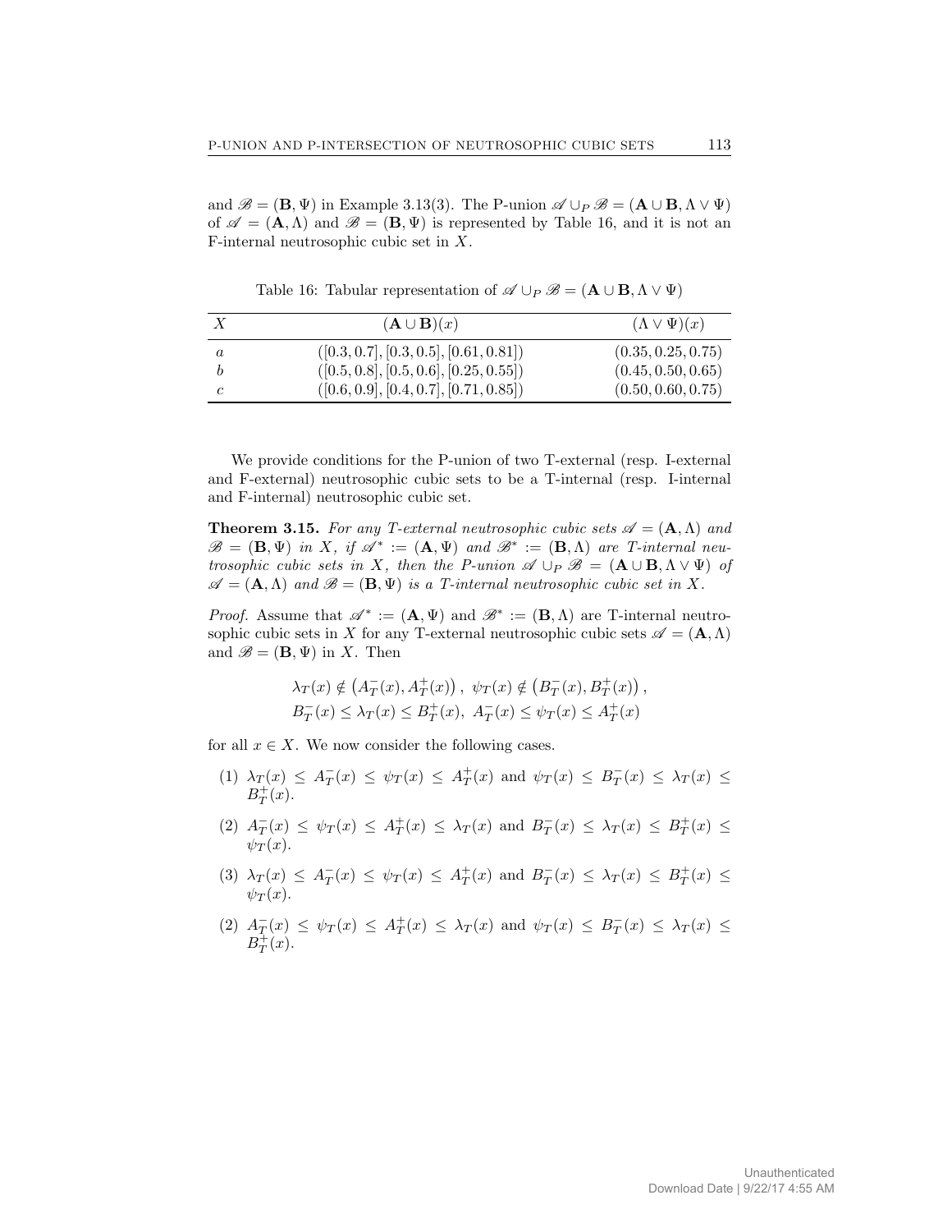and $\mathscr{B} = (\mathbf{B}, \Psi)$ in Example 3.13(3). The P-union $\mathscr{A} \cup_P \mathscr{B} = (\mathbf{A} \cup \mathbf{B}, \Lambda \vee \Psi)$ of $\mathscr{A} = (\mathbf{A}, \Lambda)$ and $\mathscr{B} = (\mathbf{B}, \Psi)$ is represented by Table 16, and it is not an F-internal neutrosophic cubic set in $X$.

Table 16: Tabular representation of $\mathscr{A} \cup_P \mathscr{B} = (\mathbf{A} \cup \mathbf{B}, \Lambda \vee \Psi)$

| $X$ | $(\mathbf{A} \cup \mathbf{B})(x)$ | $(\Lambda \vee \Psi)(x)$ |
|---|---|---|
| $a$ | $([0.3, 0.7], [0.3, 0.5], [0.61, 0.81])$ | $(0.35, 0.25, 0.75)$ |
| $b$ | $([0.5, 0.8], [0.5, 0.6], [0.25, 0.55])$ | $(0.45, 0.50, 0.65)$ |
| $c$ | $([0.6, 0.9], [0.4, 0.7], [0.71, 0.85])$ | $(0.50, 0.60, 0.75)$ |

We provide conditions for the P-union of two T-external (resp. I-external and F-external) neutrosophic cubic sets to be a T-internal (resp. I-internal and F-internal) neutrosophic cubic set.

**Theorem 3.15.** *For any T-external neutrosophic cubic sets $\mathscr{A} = (\mathbf{A}, \Lambda)$ and $\mathscr{B} = (\mathbf{B}, \Psi)$ in $X$, if $\mathscr{A}^* := (\mathbf{A}, \Psi)$ and $\mathscr{B}^* := (\mathbf{B}, \Lambda)$ are T-internal neutrosophic cubic sets in $X$, then the P-union $\mathscr{A} \cup_P \mathscr{B} = (\mathbf{A} \cup \mathbf{B}, \Lambda \vee \Psi)$ of $\mathscr{A} = (\mathbf{A}, \Lambda)$ and $\mathscr{B} = (\mathbf{B}, \Psi)$ is a T-internal neutrosophic cubic set in $X$.*

*Proof.* Assume that $\mathscr{A}^* := (\mathbf{A}, \Psi)$ and $\mathscr{B}^* := (\mathbf{B}, \Lambda)$ are T-internal neutrosophic cubic sets in $X$ for any T-external neutrosophic cubic sets $\mathscr{A} = (\mathbf{A}, \Lambda)$ and $\mathscr{B} = (\mathbf{B}, \Psi)$ in $X$. Then

$$\lambda_T(x) \notin \left(A_T^-(x), A_T^+(x)\right), \ \psi_T(x) \notin \left(B_T^-(x), B_T^+(x)\right),$$
$$B_T^-(x) \le \lambda_T(x) \le B_T^+(x), \ A_T^-(x) \le \psi_T(x) \le A_T^+(x)$$

for all $x \in X$. We now consider the following cases.

(1) $\lambda_T(x) \le A_T^-(x) \le \psi_T(x) \le A_T^+(x)$ and $\psi_T(x) \le B_T^-(x) \le \lambda_T(x) \le B_T^+(x)$.

(2) $A_T^-(x) \le \psi_T(x) \le A_T^+(x) \le \lambda_T(x)$ and $B_T^-(x) \le \lambda_T(x) \le B_T^+(x) \le \psi_T(x)$.

(3) $\lambda_T(x) \le A_T^-(x) \le \psi_T(x) \le A_T^+(x)$ and $B_T^-(x) \le \lambda_T(x) \le B_T^+(x) \le \psi_T(x)$.

(2) $A_T^-(x) \le \psi_T(x) \le A_T^+(x) \le \lambda_T(x)$ and $\psi_T(x) \le B_T^-(x) \le \lambda_T(x) \le B_T^+(x)$.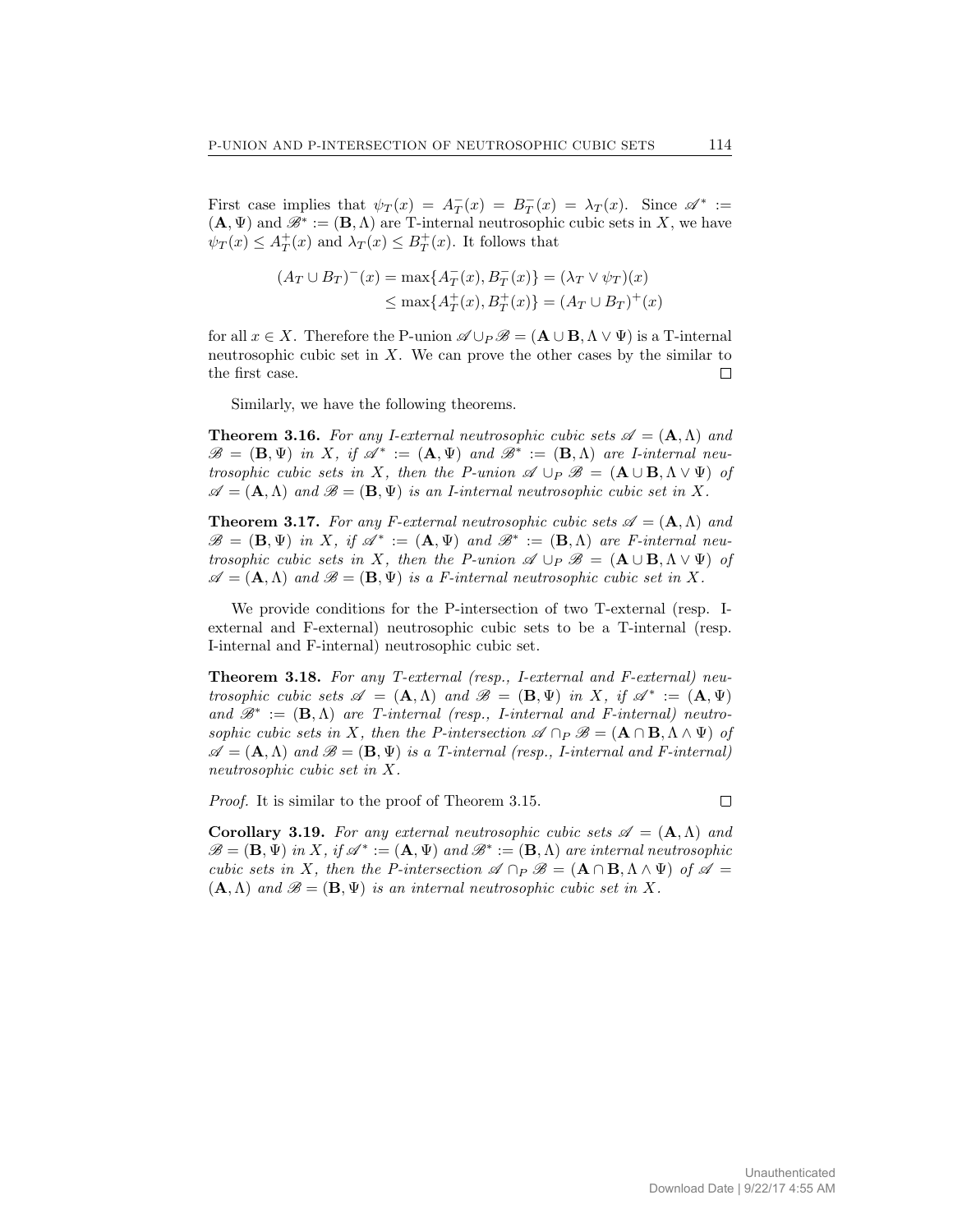First case implies that $\psi_T(x) = A_T^-(x) = B_T^-(x) = \lambda_T(x)$. Since $\mathscr{A}^* := (\mathbf{A}, \Psi)$ and $\mathscr{B}^* := (\mathbf{B}, \Lambda)$ are T-internal neutrosophic cubic sets in $X$, we have $\psi_T(x) \leq A_T^+(x)$ and $\lambda_T(x) \leq B_T^+(x)$. It follows that

$$
\begin{aligned}
(A_T \cup B_T)^-(x) &= \max\{A_T^-(x), B_T^-(x)\} = (\lambda_T \vee \psi_T)(x) \\
&\leq \max\{A_T^+(x), B_T^+(x)\} = (A_T \cup B_T)^+(x)
\end{aligned}
$$

for all $x \in X$. Therefore the P-union $\mathscr{A} \cup_P \mathscr{B} = (\mathbf{A} \cup \mathbf{B}, \Lambda \vee \Psi)$ is a T-internal neutrosophic cubic set in $X$. We can prove the other cases by the similar to the first case. □

Similarly, we have the following theorems.

**Theorem 3.16.** *For any I-external neutrosophic cubic sets $\mathscr{A} = (\mathbf{A}, \Lambda)$ and $\mathscr{B} = (\mathbf{B}, \Psi)$ in $X$, if $\mathscr{A}^* := (\mathbf{A}, \Psi)$ and $\mathscr{B}^* := (\mathbf{B}, \Lambda)$ are I-internal neutrosophic cubic sets in $X$, then the P-union $\mathscr{A} \cup_P \mathscr{B} = (\mathbf{A} \cup \mathbf{B}, \Lambda \vee \Psi)$ of $\mathscr{A} = (\mathbf{A}, \Lambda)$ and $\mathscr{B} = (\mathbf{B}, \Psi)$ is an I-internal neutrosophic cubic set in $X$.*

**Theorem 3.17.** *For any F-external neutrosophic cubic sets $\mathscr{A} = (\mathbf{A}, \Lambda)$ and $\mathscr{B} = (\mathbf{B}, \Psi)$ in $X$, if $\mathscr{A}^* := (\mathbf{A}, \Psi)$ and $\mathscr{B}^* := (\mathbf{B}, \Lambda)$ are F-internal neutrosophic cubic sets in $X$, then the P-union $\mathscr{A} \cup_P \mathscr{B} = (\mathbf{A} \cup \mathbf{B}, \Lambda \vee \Psi)$ of $\mathscr{A} = (\mathbf{A}, \Lambda)$ and $\mathscr{B} = (\mathbf{B}, \Psi)$ is a F-internal neutrosophic cubic set in $X$.*

We provide conditions for the P-intersection of two T-external (resp. I-external and F-external) neutrosophic cubic sets to be a T-internal (resp. I-internal and F-internal) neutrosophic cubic set.

**Theorem 3.18.** *For any T-external (resp., I-external and F-external) neutrosophic cubic sets $\mathscr{A} = (\mathbf{A}, \Lambda)$ and $\mathscr{B} = (\mathbf{B}, \Psi)$ in $X$, if $\mathscr{A}^* := (\mathbf{A}, \Psi)$ and $\mathscr{B}^* := (\mathbf{B}, \Lambda)$ are T-internal (resp., I-internal and F-internal) neutrosophic cubic sets in $X$, then the P-intersection $\mathscr{A} \cap_P \mathscr{B} = (\mathbf{A} \cap \mathbf{B}, \Lambda \wedge \Psi)$ of $\mathscr{A} = (\mathbf{A}, \Lambda)$ and $\mathscr{B} = (\mathbf{B}, \Psi)$ is a T-internal (resp., I-internal and F-internal) neutrosophic cubic set in $X$.*

*Proof.* It is similar to the proof of Theorem 3.15. □

**Corollary 3.19.** *For any external neutrosophic cubic sets $\mathscr{A} = (\mathbf{A}, \Lambda)$ and $\mathscr{B} = (\mathbf{B}, \Psi)$ in $X$, if $\mathscr{A}^* := (\mathbf{A}, \Psi)$ and $\mathscr{B}^* := (\mathbf{B}, \Lambda)$ are internal neutrosophic cubic sets in $X$, then the P-intersection $\mathscr{A} \cap_P \mathscr{B} = (\mathbf{A} \cap \mathbf{B}, \Lambda \wedge \Psi)$ of $\mathscr{A} = (\mathbf{A}, \Lambda)$ and $\mathscr{B} = (\mathbf{B}, \Psi)$ is an internal neutrosophic cubic set in $X$.*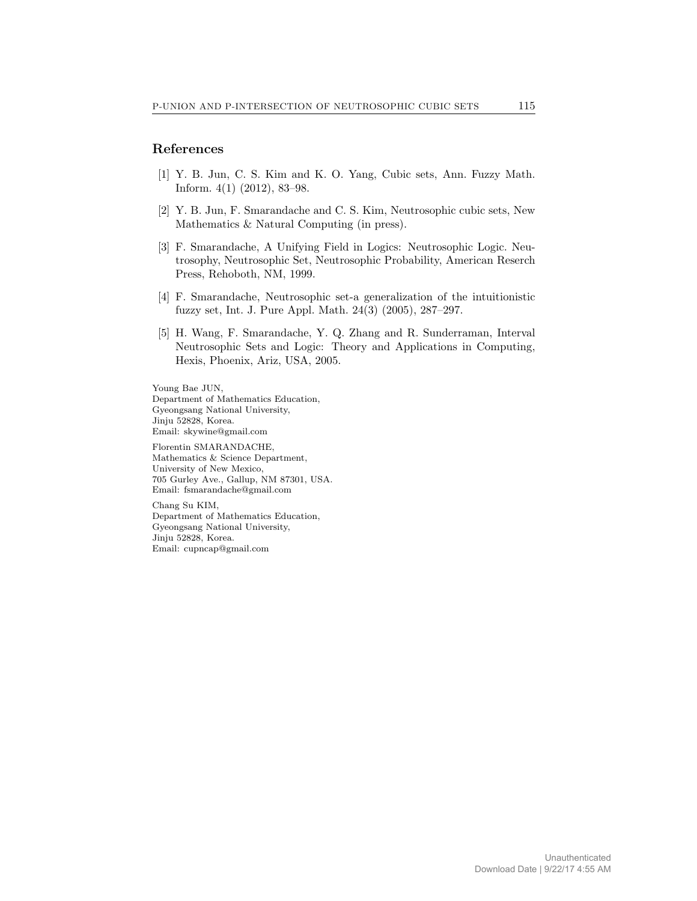## References

[1] Y. B. Jun, C. S. Kim and K. O. Yang, Cubic sets, Ann. Fuzzy Math. Inform. 4(1) (2012), 83–98.

[2] Y. B. Jun, F. Smarandache and C. S. Kim, Neutrosophic cubic sets, New Mathematics & Natural Computing (in press).

[3] F. Smarandache, A Unifying Field in Logics: Neutrosophic Logic. Neutrosophy, Neutrosophic Set, Neutrosophic Probability, American Reserch Press, Rehoboth, NM, 1999.

[4] F. Smarandache, Neutrosophic set-a generalization of the intuitionistic fuzzy set, Int. J. Pure Appl. Math. 24(3) (2005), 287–297.

[5] H. Wang, F. Smarandache, Y. Q. Zhang and R. Sunderraman, Interval Neutrosophic Sets and Logic: Theory and Applications in Computing, Hexis, Phoenix, Ariz, USA, 2005.

Young Bae JUN,
Department of Mathematics Education,
Gyeongsang National University,
Jinju 52828, Korea.
Email: skywine@gmail.com

Florentin SMARANDACHE,
Mathematics & Science Department,
University of New Mexico,
705 Gurley Ave., Gallup, NM 87301, USA.
Email: fsmarandache@gmail.com

Chang Su KIM,
Department of Mathematics Education,
Gyeongsang National University,
Jinju 52828, Korea.
Email: cupncap@gmail.com